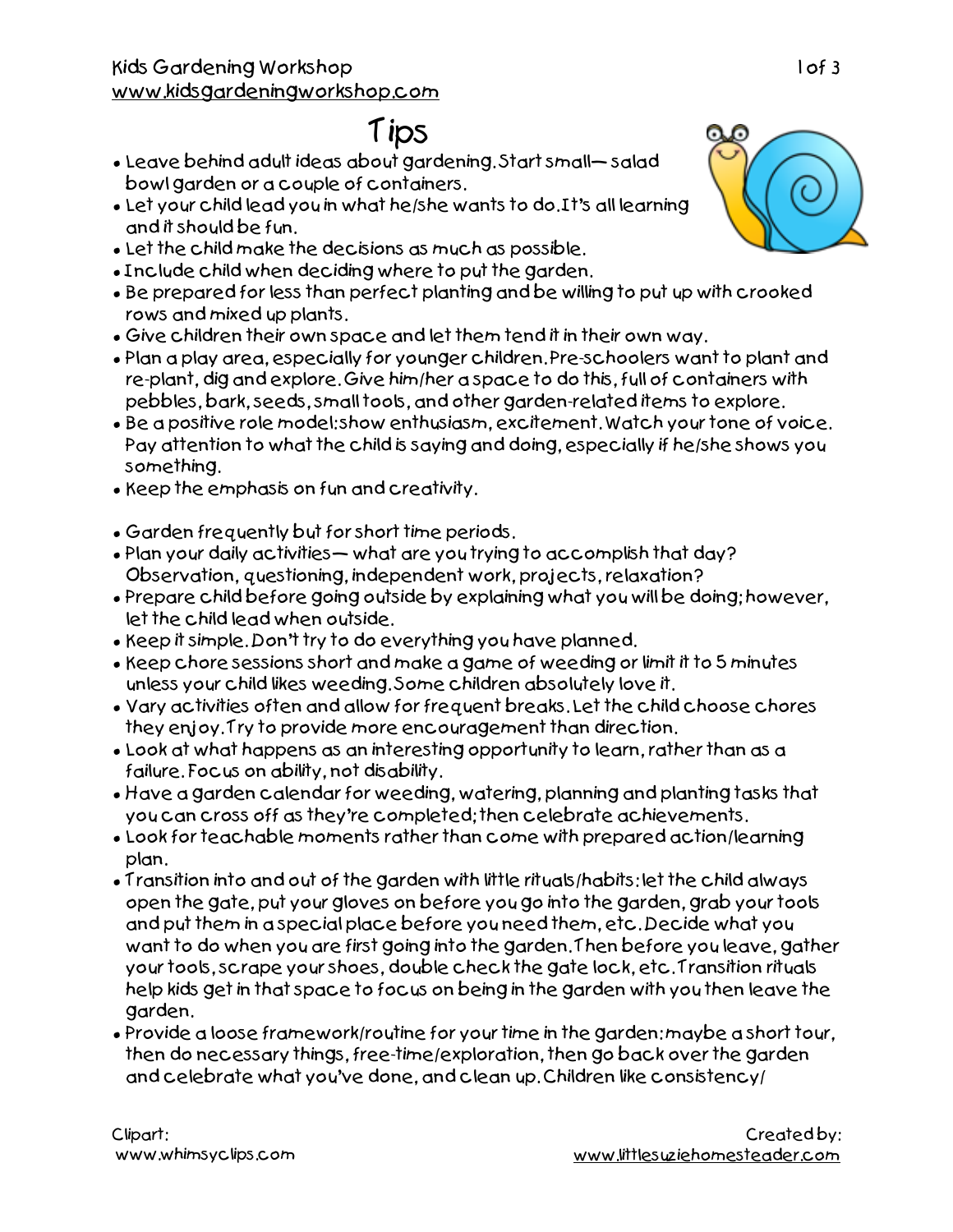Kids Gardening Workshop
www.kidsgardeningworkshop.com

# Tips

- Leave behind adult ideas about gardening. Start small— salad bowl garden or a couple of containers.
- Let your child lead you in what he/she wants to do. It's all learning and it should be fun.
- Let the child make the decisions as much as possible.
- Include child when deciding where to put the garden.
- Be prepared for less than perfect planting and be willing to put up with crooked rows and mixed up plants.
- Give children their own space and let them tend it in their own way.
- Plan a play area, especially for younger children. Pre-schoolers want to plant and re-plant, dig and explore. Give him/her a space to do this, full of containers with pebbles, bark, seeds, small tools, and other garden-related items to explore.
- Be a positive role model: show enthusiasm, excitement. Watch your tone of voice. Pay attention to what the child is saying and doing, especially if he/she shows you something.
- Keep the emphasis on fun and creativity.

- Garden frequently but for short time periods.
- Plan your daily activities— what are you trying to accomplish that day? Observation, questioning, independent work, projects, relaxation?
- Prepare child before going outside by explaining what you will be doing; however, let the child lead when outside.
- Keep it simple. Don't try to do everything you have planned.
- Keep chore sessions short and make a game of weeding or limit it to 5 minutes unless your child likes weeding. Some children absolutely love it.
- Vary activities often and allow for frequent breaks. Let the child choose chores they enjoy. Try to provide more encouragement than direction.
- Look at what happens as an interesting opportunity to learn, rather than as a failure. Focus on ability, not disability.
- Have a garden calendar for weeding, watering, planning and planting tasks that you can cross off as they're completed; then celebrate achievements.
- Look for teachable moments rather than come with prepared action/learning plan.
- Transition into and out of the garden with little rituals/habits: let the child always open the gate, put your gloves on before you go into the garden, grab your tools and put them in a special place before you need them, etc. Decide what you want to do when you are first going into the garden. Then before you leave, gather your tools, scrape your shoes, double check the gate lock, etc. Transition rituals help kids get in that space to focus on being in the garden with you then leave the garden.
- Provide a loose framework/routine for your time in the garden: maybe a short tour, then do necessary things, free-time/exploration, then go back over the garden and celebrate what you've done, and clean up. Children like consistency/

Clipart:
www.whimsyclips.com

Created by:
www.littlesuziehomesteader.com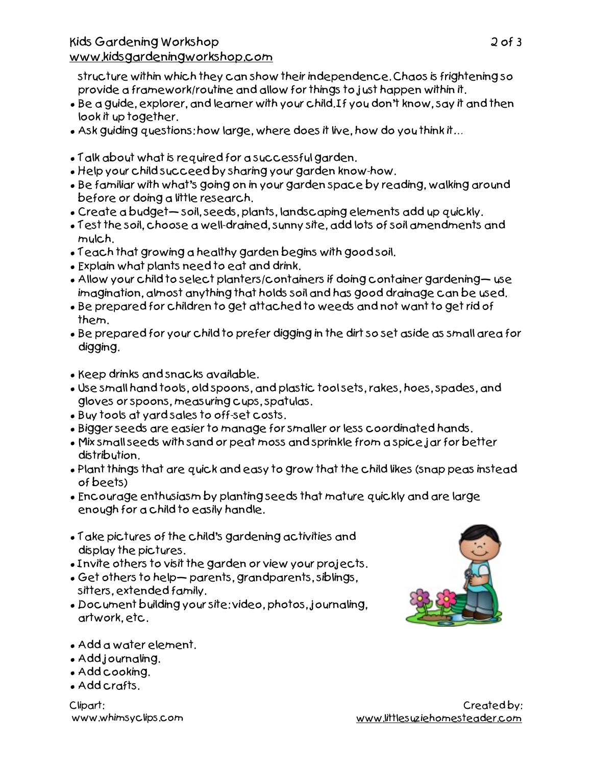structure within which they can show their independence. Chaos is frightening so provide a framework/routine and allow for things to just happen within it.

- Be a guide, explorer, and learner with your child. If you don't know, say it and then look it up together.
- Ask guiding questions: how large, where does it live, how do you think it…

- Talk about what is required for a successful garden.
- Help your child succeed by sharing your garden know-how.
- Be familiar with what's going on in your garden space by reading, walking around before or doing a little research.
- Create a budget— soil, seeds, plants, landscaping elements add up quickly.
- Test the soil, choose a well-drained, sunny site, add lots of soil amendments and mulch.
- Teach that growing a healthy garden begins with good soil.
- Explain what plants need to eat and drink.
- Allow your child to select planters/containers if doing container gardening— use imagination, almost anything that holds soil and has good drainage can be used.
- Be prepared for children to get attached to weeds and not want to get rid of them.
- Be prepared for your child to prefer digging in the dirt so set aside as small area for digging.

- Keep drinks and snacks available.
- Use small hand tools, old spoons, and plastic tool sets, rakes, hoes, spades, and gloves or spoons, measuring cups, spatulas.
- Buy tools at yard sales to off-set costs.
- Bigger seeds are easier to manage for smaller or less coordinated hands.
- Mix small seeds with sand or peat moss and sprinkle from a spice jar for better distribution.
- Plant things that are quick and easy to grow that the child likes (snap peas instead of beets)
- Encourage enthusiasm by planting seeds that mature quickly and are large enough for a child to easily handle.

- Take pictures of the child's gardening activities and display the pictures.
- Invite others to visit the garden or view your projects.
- Get others to help— parents, grandparents, siblings, sitters, extended family.
- Document building your site: video, photos, journaling, artwork, etc.

- Add a water element.
- Add journaling.
- Add cooking.
- Add crafts.

Clipart:
www.whimsyclips.com

Created by:
www.littlesuziehomesteader.com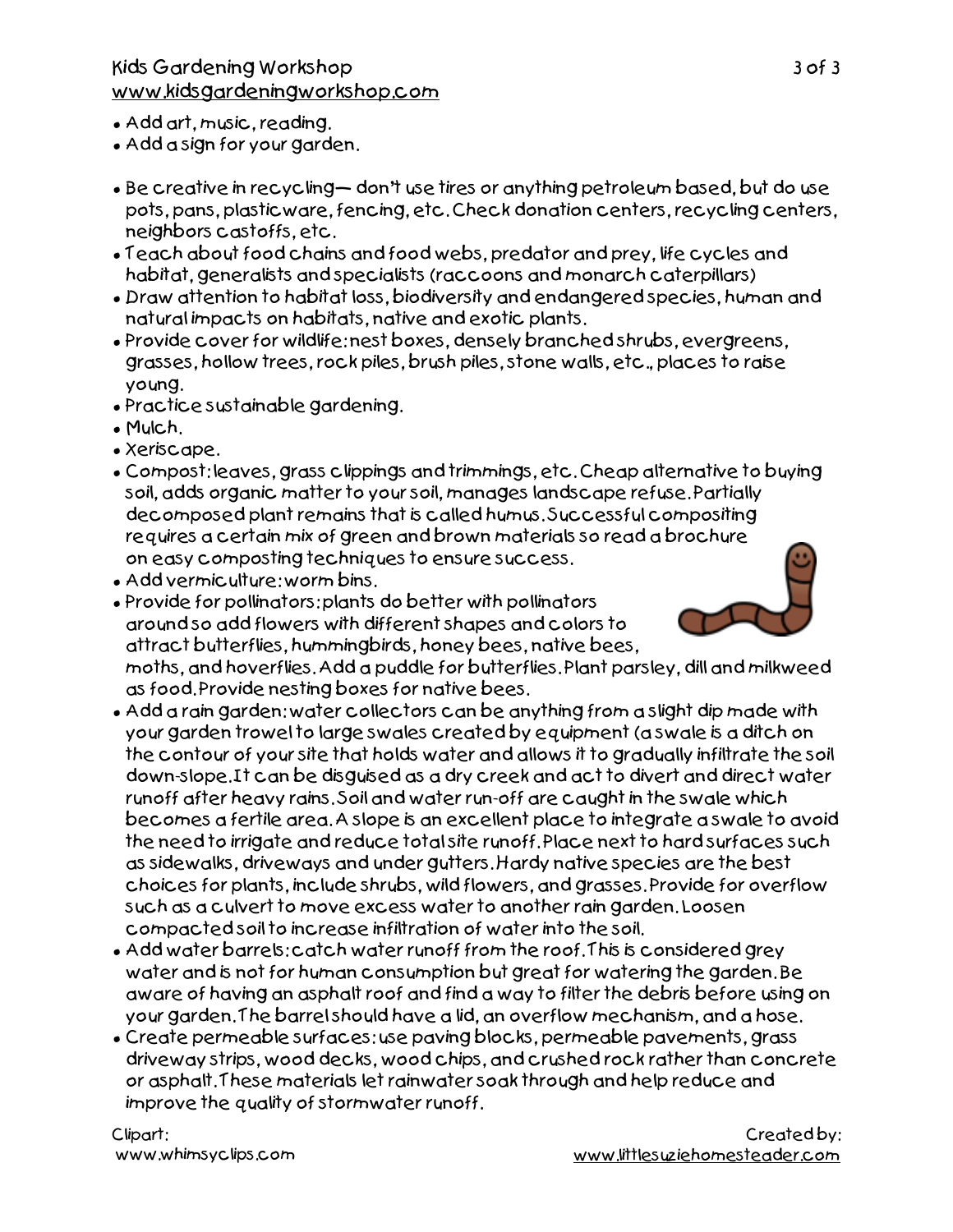- Add art, music, reading.
- Add a sign for your garden.

- Be creative in recycling— don't use tires or anything petroleum based, but do use pots, pans, plasticware, fencing, etc. Check donation centers, recycling centers, neighbors castoffs, etc.
- Teach about food chains and food webs, predator and prey, life cycles and habitat, generalists and specialists (raccoons and monarch caterpillars)
- Draw attention to habitat loss, biodiversity and endangered species, human and natural impacts on habitats, native and exotic plants.
- Provide cover for wildlife: nest boxes, densely branched shrubs, evergreens, grasses, hollow trees, rock piles, brush piles, stone walls, etc., places to raise young.
- Practice sustainable gardening.
- Mulch.
- Xeriscape.
- Compost: leaves, grass clippings and trimmings, etc. Cheap alternative to buying soil, adds organic matter to your soil, manages landscape refuse. Partially decomposed plant remains that is called humus. Successful compositing requires a certain mix of green and brown materials so read a brochure on easy composting techniques to ensure success.
- Add vermiculture: worm bins.
- Provide for pollinators: plants do better with pollinators around so add flowers with different shapes and colors to attract butterflies, hummingbirds, honey bees, native bees, moths, and hoverflies. Add a puddle for butterflies. Plant parsley, dill and milkweed as food. Provide nesting boxes for native bees.
- Add a rain garden: water collectors can be anything from a slight dip made with your garden trowel to large swales created by equipment (a swale is a ditch on the contour of your site that holds water and allows it to gradually infiltrate the soil down-slope. It can be disguised as a dry creek and act to divert and direct water runoff after heavy rains. Soil and water run-off are caught in the swale which becomes a fertile area. A slope is an excellent place to integrate a swale to avoid the need to irrigate and reduce total site runoff. Place next to hard surfaces such as sidewalks, driveways and under gutters. Hardy native species are the best choices for plants, include shrubs, wild flowers, and grasses. Provide for overflow such as a culvert to move excess water to another rain garden. Loosen compacted soil to increase infiltration of water into the soil.
- Add water barrels: catch water runoff from the roof. This is considered grey water and is not for human consumption but great for watering the garden. Be aware of having an asphalt roof and find a way to filter the debris before using on your garden. The barrel should have a lid, an overflow mechanism, and a hose.
- Create permeable surfaces: use paving blocks, permeable pavements, grass driveway strips, wood decks, wood chips, and crushed rock rather than concrete or asphalt. These materials let rainwater soak through and help reduce and improve the quality of stormwater runoff.

Clipart: www.whimsyclips.com

Created by: www.littlesuziehomesteader.com